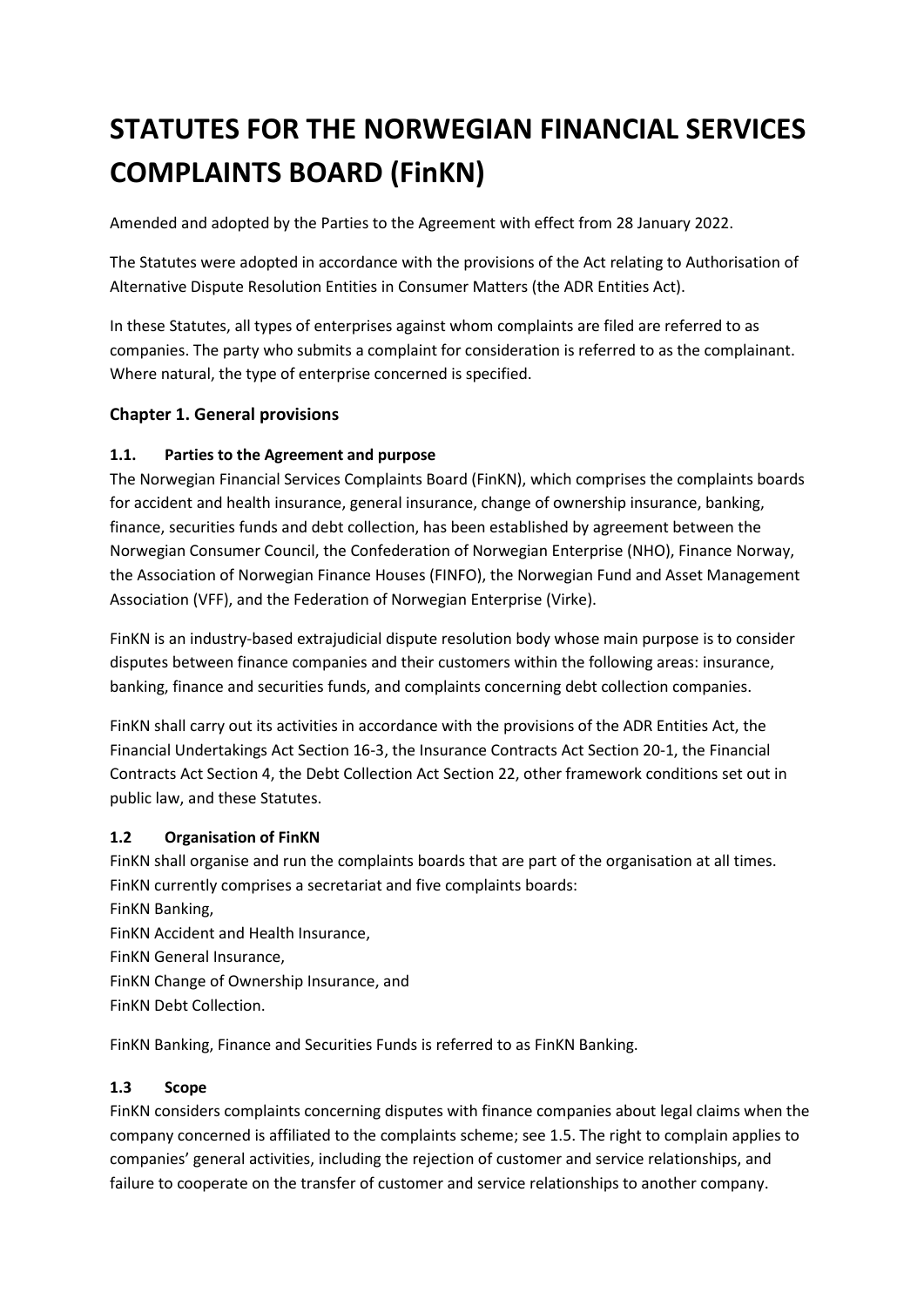# STATUTES FOR THE NORWEGIAN FINANCIAL SERVICES COMPLAINTS BOARD (FinKN)

Amended and adopted by the Parties to the Agreement with effect from 28 January 2022.

The Statutes were adopted in accordance with the provisions of the Act relating to Authorisation of Alternative Dispute Resolution Entities in Consumer Matters (the ADR Entities Act).

In these Statutes, all types of enterprises against whom complaints are filed are referred to as companies. The party who submits a complaint for consideration is referred to as the complainant. Where natural, the type of enterprise concerned is specified.

## Chapter 1. General provisions

### 1.1. Parties to the Agreement and purpose

The Norwegian Financial Services Complaints Board (FinKN), which comprises the complaints boards for accident and health insurance, general insurance, change of ownership insurance, banking, finance, securities funds and debt collection, has been established by agreement between the Norwegian Consumer Council, the Confederation of Norwegian Enterprise (NHO), Finance Norway, the Association of Norwegian Finance Houses (FINFO), the Norwegian Fund and Asset Management Association (VFF), and the Federation of Norwegian Enterprise (Virke).

FinKN is an industry-based extrajudicial dispute resolution body whose main purpose is to consider disputes between finance companies and their customers within the following areas: insurance, banking, finance and securities funds, and complaints concerning debt collection companies.

FinKN shall carry out its activities in accordance with the provisions of the ADR Entities Act, the Financial Undertakings Act Section 16-3, the Insurance Contracts Act Section 20-1, the Financial Contracts Act Section 4, the Debt Collection Act Section 22, other framework conditions set out in public law, and these Statutes.

### 1.2 Organisation of FinKN

FinKN shall organise and run the complaints boards that are part of the organisation at all times. FinKN currently comprises a secretariat and five complaints boards:

FinKN Banking,
FinKN Accident and Health Insurance,
FinKN General Insurance,
FinKN Change of Ownership Insurance, and
FinKN Debt Collection.

FinKN Banking, Finance and Securities Funds is referred to as FinKN Banking.

### 1.3 Scope

FinKN considers complaints concerning disputes with finance companies about legal claims when the company concerned is affiliated to the complaints scheme; see 1.5. The right to complain applies to companies' general activities, including the rejection of customer and service relationships, and failure to cooperate on the transfer of customer and service relationships to another company.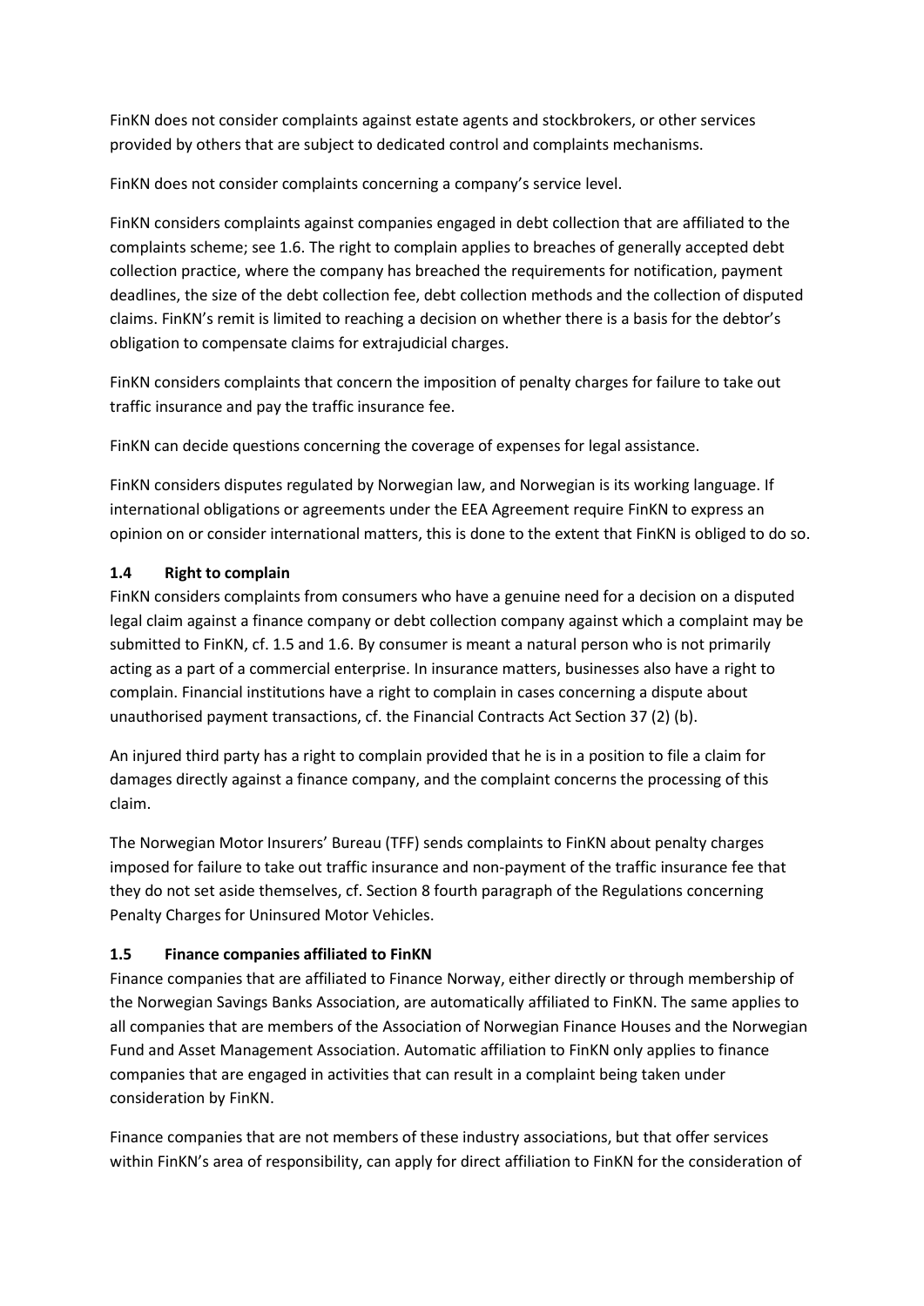FinKN does not consider complaints against estate agents and stockbrokers, or other services provided by others that are subject to dedicated control and complaints mechanisms.

FinKN does not consider complaints concerning a company's service level.

FinKN considers complaints against companies engaged in debt collection that are affiliated to the complaints scheme; see 1.6. The right to complain applies to breaches of generally accepted debt collection practice, where the company has breached the requirements for notification, payment deadlines, the size of the debt collection fee, debt collection methods and the collection of disputed claims. FinKN's remit is limited to reaching a decision on whether there is a basis for the debtor's obligation to compensate claims for extrajudicial charges.

FinKN considers complaints that concern the imposition of penalty charges for failure to take out traffic insurance and pay the traffic insurance fee.

FinKN can decide questions concerning the coverage of expenses for legal assistance.

FinKN considers disputes regulated by Norwegian law, and Norwegian is its working language. If international obligations or agreements under the EEA Agreement require FinKN to express an opinion on or consider international matters, this is done to the extent that FinKN is obliged to do so.

### 1.4 Right to complain

FinKN considers complaints from consumers who have a genuine need for a decision on a disputed legal claim against a finance company or debt collection company against which a complaint may be submitted to FinKN, cf. 1.5 and 1.6. By consumer is meant a natural person who is not primarily acting as a part of a commercial enterprise. In insurance matters, businesses also have a right to complain. Financial institutions have a right to complain in cases concerning a dispute about unauthorised payment transactions, cf. the Financial Contracts Act Section 37 (2) (b).

An injured third party has a right to complain provided that he is in a position to file a claim for damages directly against a finance company, and the complaint concerns the processing of this claim.

The Norwegian Motor Insurers' Bureau (TFF) sends complaints to FinKN about penalty charges imposed for failure to take out traffic insurance and non-payment of the traffic insurance fee that they do not set aside themselves, cf. Section 8 fourth paragraph of the Regulations concerning Penalty Charges for Uninsured Motor Vehicles.

### 1.5 Finance companies affiliated to FinKN

Finance companies that are affiliated to Finance Norway, either directly or through membership of the Norwegian Savings Banks Association, are automatically affiliated to FinKN. The same applies to all companies that are members of the Association of Norwegian Finance Houses and the Norwegian Fund and Asset Management Association. Automatic affiliation to FinKN only applies to finance companies that are engaged in activities that can result in a complaint being taken under consideration by FinKN.

Finance companies that are not members of these industry associations, but that offer services within FinKN's area of responsibility, can apply for direct affiliation to FinKN for the consideration of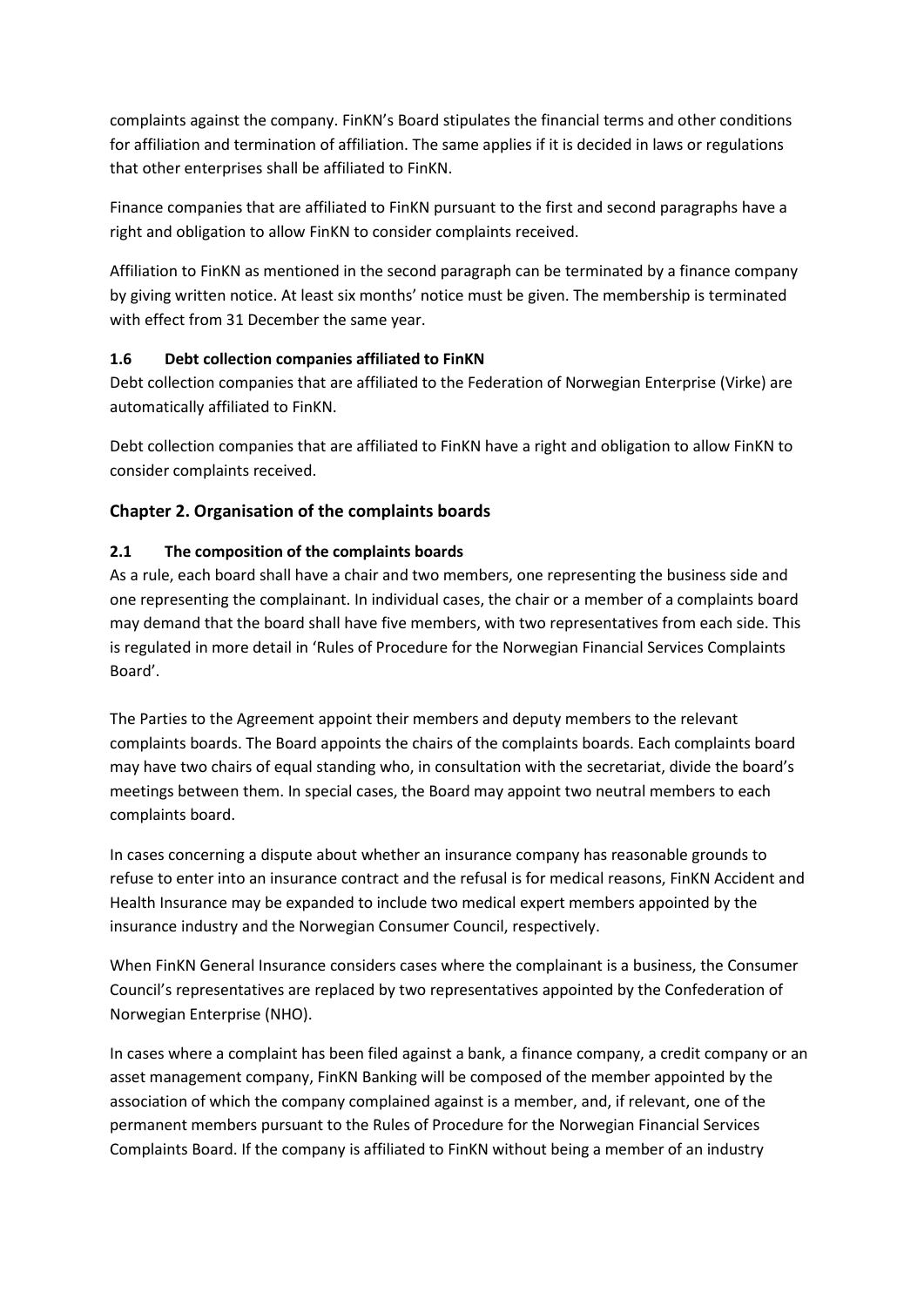complaints against the company. FinKN's Board stipulates the financial terms and other conditions for affiliation and termination of affiliation. The same applies if it is decided in laws or regulations that other enterprises shall be affiliated to FinKN.

Finance companies that are affiliated to FinKN pursuant to the first and second paragraphs have a right and obligation to allow FinKN to consider complaints received.

Affiliation to FinKN as mentioned in the second paragraph can be terminated by a finance company by giving written notice. At least six months' notice must be given. The membership is terminated with effect from 31 December the same year.

### 1.6 Debt collection companies affiliated to FinKN

Debt collection companies that are affiliated to the Federation of Norwegian Enterprise (Virke) are automatically affiliated to FinKN.

Debt collection companies that are affiliated to FinKN have a right and obligation to allow FinKN to consider complaints received.

## Chapter 2. Organisation of the complaints boards

### 2.1 The composition of the complaints boards

As a rule, each board shall have a chair and two members, one representing the business side and one representing the complainant. In individual cases, the chair or a member of a complaints board may demand that the board shall have five members, with two representatives from each side. This is regulated in more detail in 'Rules of Procedure for the Norwegian Financial Services Complaints Board'.

The Parties to the Agreement appoint their members and deputy members to the relevant complaints boards. The Board appoints the chairs of the complaints boards. Each complaints board may have two chairs of equal standing who, in consultation with the secretariat, divide the board's meetings between them. In special cases, the Board may appoint two neutral members to each complaints board.

In cases concerning a dispute about whether an insurance company has reasonable grounds to refuse to enter into an insurance contract and the refusal is for medical reasons, FinKN Accident and Health Insurance may be expanded to include two medical expert members appointed by the insurance industry and the Norwegian Consumer Council, respectively.

When FinKN General Insurance considers cases where the complainant is a business, the Consumer Council's representatives are replaced by two representatives appointed by the Confederation of Norwegian Enterprise (NHO).

In cases where a complaint has been filed against a bank, a finance company, a credit company or an asset management company, FinKN Banking will be composed of the member appointed by the association of which the company complained against is a member, and, if relevant, one of the permanent members pursuant to the Rules of Procedure for the Norwegian Financial Services Complaints Board. If the company is affiliated to FinKN without being a member of an industry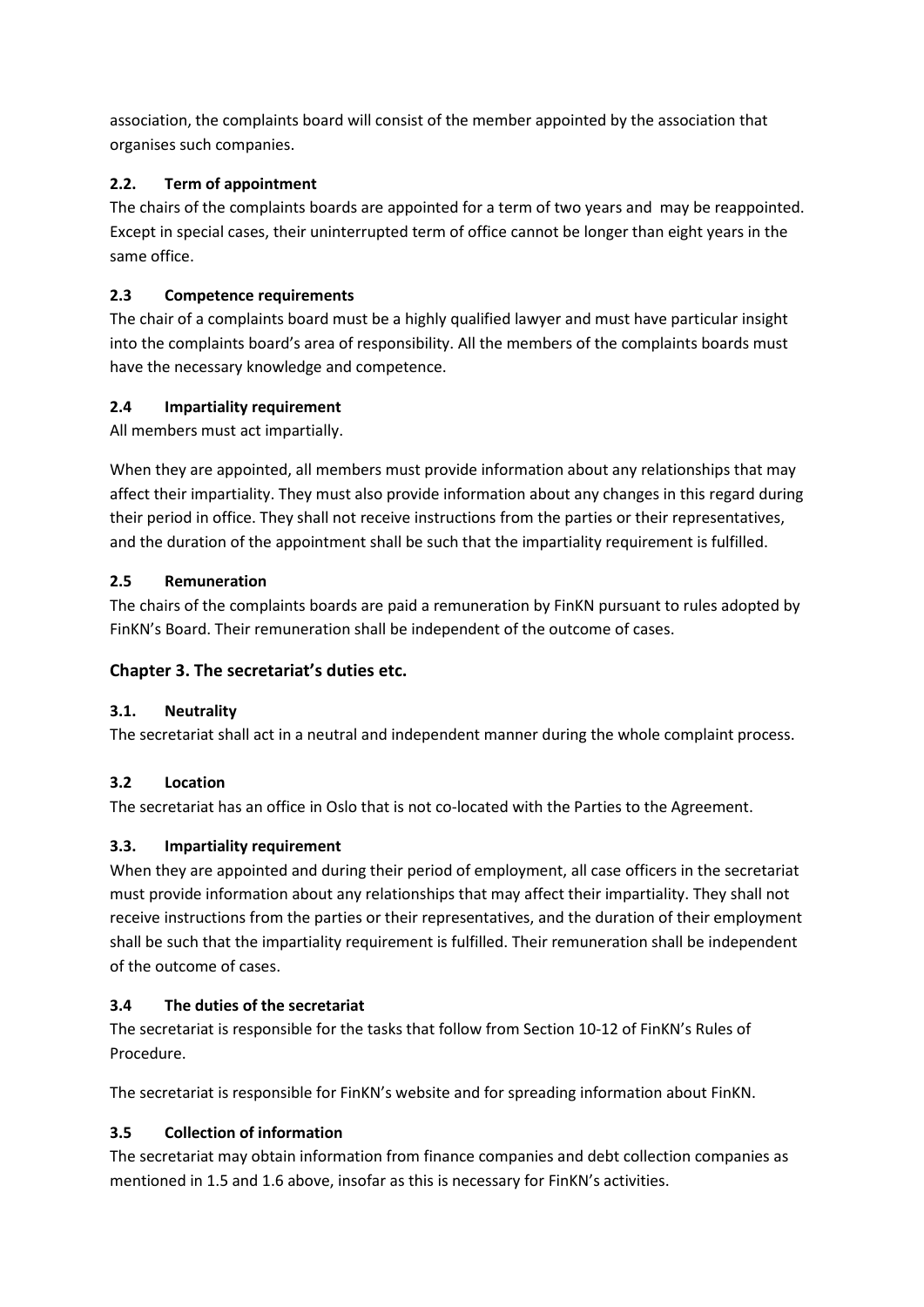association, the complaints board will consist of the member appointed by the association that organises such companies.

### 2.2. Term of appointment

The chairs of the complaints boards are appointed for a term of two years and may be reappointed. Except in special cases, their uninterrupted term of office cannot be longer than eight years in the same office.

### 2.3 Competence requirements

The chair of a complaints board must be a highly qualified lawyer and must have particular insight into the complaints board's area of responsibility. All the members of the complaints boards must have the necessary knowledge and competence.

### 2.4 Impartiality requirement

All members must act impartially.

When they are appointed, all members must provide information about any relationships that may affect their impartiality. They must also provide information about any changes in this regard during their period in office. They shall not receive instructions from the parties or their representatives, and the duration of the appointment shall be such that the impartiality requirement is fulfilled.

### 2.5 Remuneration

The chairs of the complaints boards are paid a remuneration by FinKN pursuant to rules adopted by FinKN's Board. Their remuneration shall be independent of the outcome of cases.

## Chapter 3. The secretariat's duties etc.

### 3.1. Neutrality

The secretariat shall act in a neutral and independent manner during the whole complaint process.

### 3.2 Location

The secretariat has an office in Oslo that is not co-located with the Parties to the Agreement.

### 3.3. Impartiality requirement

When they are appointed and during their period of employment, all case officers in the secretariat must provide information about any relationships that may affect their impartiality. They shall not receive instructions from the parties or their representatives, and the duration of their employment shall be such that the impartiality requirement is fulfilled. Their remuneration shall be independent of the outcome of cases.

### 3.4 The duties of the secretariat

The secretariat is responsible for the tasks that follow from Section 10-12 of FinKN's Rules of Procedure.

The secretariat is responsible for FinKN's website and for spreading information about FinKN.

### 3.5 Collection of information

The secretariat may obtain information from finance companies and debt collection companies as mentioned in 1.5 and 1.6 above, insofar as this is necessary for FinKN's activities.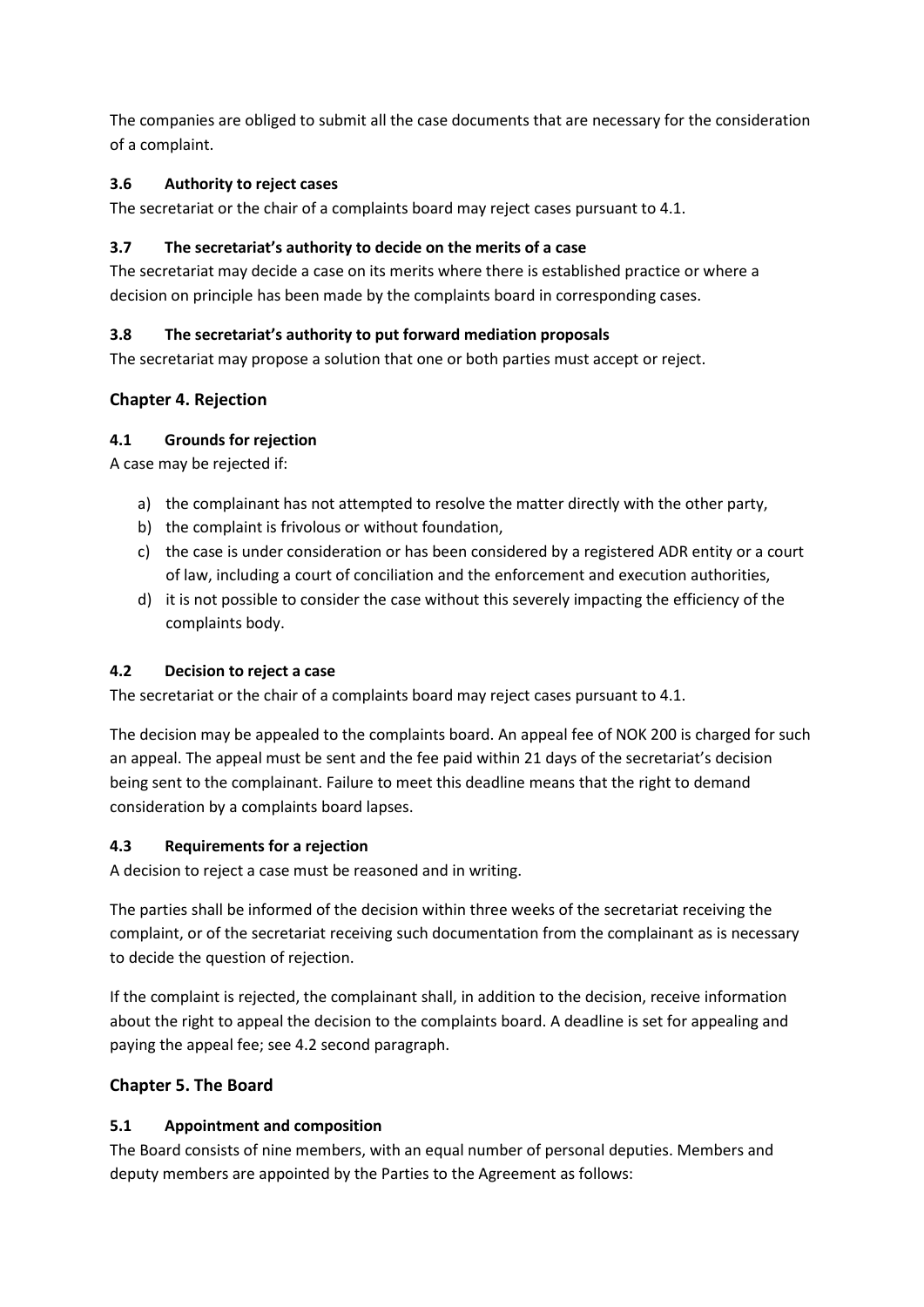The companies are obliged to submit all the case documents that are necessary for the consideration of a complaint.

### 3.6 Authority to reject cases

The secretariat or the chair of a complaints board may reject cases pursuant to 4.1.

### 3.7 The secretariat's authority to decide on the merits of a case

The secretariat may decide a case on its merits where there is established practice or where a decision on principle has been made by the complaints board in corresponding cases.

### 3.8 The secretariat's authority to put forward mediation proposals

The secretariat may propose a solution that one or both parties must accept or reject.

## Chapter 4. Rejection

### 4.1 Grounds for rejection

A case may be rejected if:

a) the complainant has not attempted to resolve the matter directly with the other party,
b) the complaint is frivolous or without foundation,
c) the case is under consideration or has been considered by a registered ADR entity or a court of law, including a court of conciliation and the enforcement and execution authorities,
d) it is not possible to consider the case without this severely impacting the efficiency of the complaints body.

### 4.2 Decision to reject a case

The secretariat or the chair of a complaints board may reject cases pursuant to 4.1.

The decision may be appealed to the complaints board. An appeal fee of NOK 200 is charged for such an appeal. The appeal must be sent and the fee paid within 21 days of the secretariat's decision being sent to the complainant. Failure to meet this deadline means that the right to demand consideration by a complaints board lapses.

### 4.3 Requirements for a rejection

A decision to reject a case must be reasoned and in writing.

The parties shall be informed of the decision within three weeks of the secretariat receiving the complaint, or of the secretariat receiving such documentation from the complainant as is necessary to decide the question of rejection.

If the complaint is rejected, the complainant shall, in addition to the decision, receive information about the right to appeal the decision to the complaints board. A deadline is set for appealing and paying the appeal fee; see 4.2 second paragraph.

## Chapter 5. The Board

### 5.1 Appointment and composition

The Board consists of nine members, with an equal number of personal deputies. Members and deputy members are appointed by the Parties to the Agreement as follows: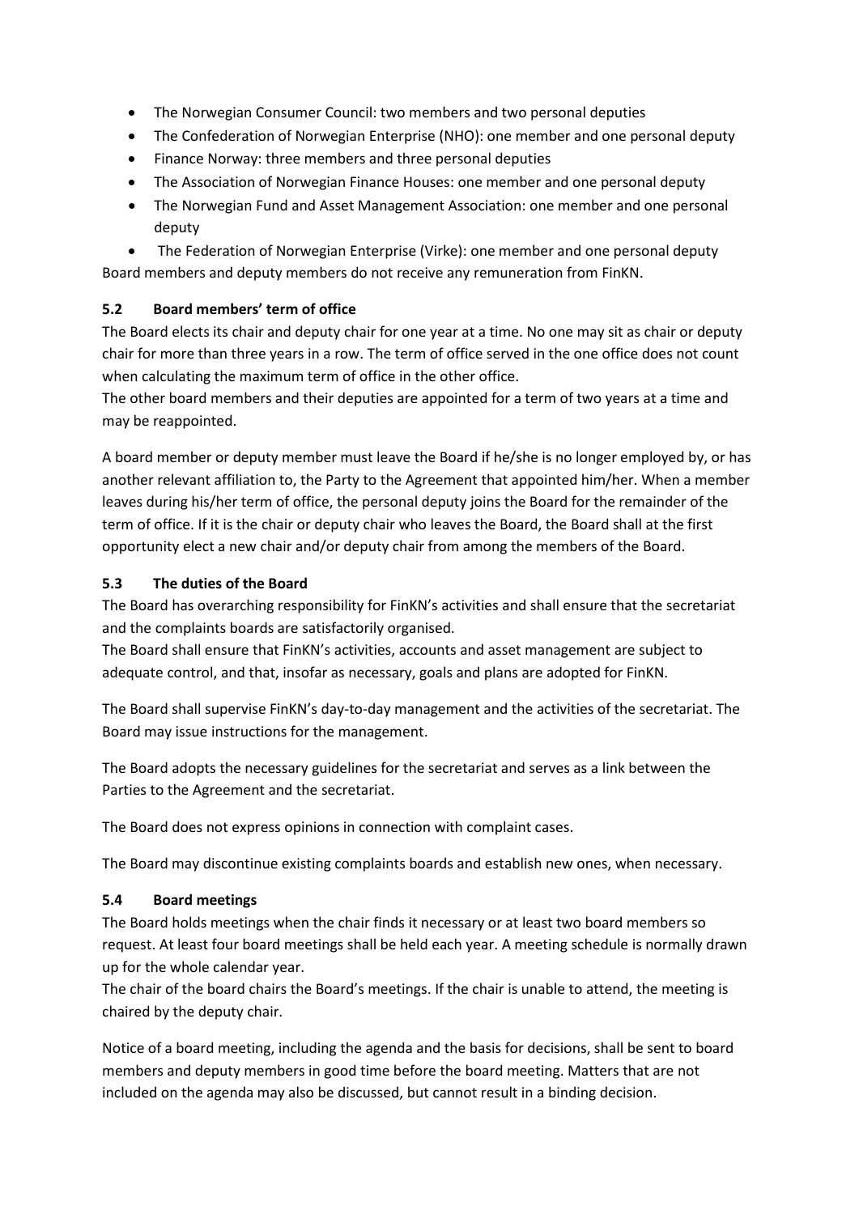- The Norwegian Consumer Council: two members and two personal deputies
- The Confederation of Norwegian Enterprise (NHO): one member and one personal deputy
- Finance Norway: three members and three personal deputies
- The Association of Norwegian Finance Houses: one member and one personal deputy
- The Norwegian Fund and Asset Management Association: one member and one personal deputy
- The Federation of Norwegian Enterprise (Virke): one member and one personal deputy

Board members and deputy members do not receive any remuneration from FinKN.

### 5.2 Board members' term of office

The Board elects its chair and deputy chair for one year at a time. No one may sit as chair or deputy chair for more than three years in a row. The term of office served in the one office does not count when calculating the maximum term of office in the other office.

The other board members and their deputies are appointed for a term of two years at a time and may be reappointed.

A board member or deputy member must leave the Board if he/she is no longer employed by, or has another relevant affiliation to, the Party to the Agreement that appointed him/her. When a member leaves during his/her term of office, the personal deputy joins the Board for the remainder of the term of office. If it is the chair or deputy chair who leaves the Board, the Board shall at the first opportunity elect a new chair and/or deputy chair from among the members of the Board.

### 5.3 The duties of the Board

The Board has overarching responsibility for FinKN's activities and shall ensure that the secretariat and the complaints boards are satisfactorily organised.

The Board shall ensure that FinKN's activities, accounts and asset management are subject to adequate control, and that, insofar as necessary, goals and plans are adopted for FinKN.

The Board shall supervise FinKN's day-to-day management and the activities of the secretariat. The Board may issue instructions for the management.

The Board adopts the necessary guidelines for the secretariat and serves as a link between the Parties to the Agreement and the secretariat.

The Board does not express opinions in connection with complaint cases.

The Board may discontinue existing complaints boards and establish new ones, when necessary.

### 5.4 Board meetings

The Board holds meetings when the chair finds it necessary or at least two board members so request. At least four board meetings shall be held each year. A meeting schedule is normally drawn up for the whole calendar year.

The chair of the board chairs the Board's meetings. If the chair is unable to attend, the meeting is chaired by the deputy chair.

Notice of a board meeting, including the agenda and the basis for decisions, shall be sent to board members and deputy members in good time before the board meeting. Matters that are not included on the agenda may also be discussed, but cannot result in a binding decision.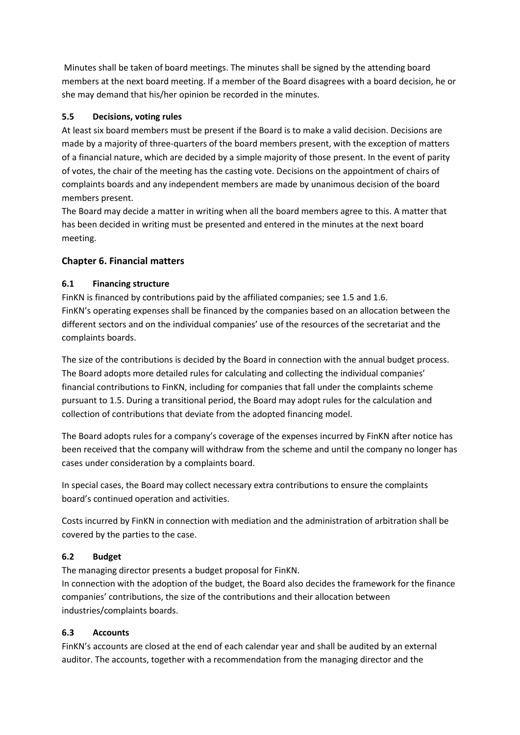Minutes shall be taken of board meetings. The minutes shall be signed by the attending board members at the next board meeting. If a member of the Board disagrees with a board decision, he or she may demand that his/her opinion be recorded in the minutes.

### 5.5 Decisions, voting rules

At least six board members must be present if the Board is to make a valid decision. Decisions are made by a majority of three-quarters of the board members present, with the exception of matters of a financial nature, which are decided by a simple majority of those present. In the event of parity of votes, the chair of the meeting has the casting vote. Decisions on the appointment of chairs of complaints boards and any independent members are made by unanimous decision of the board members present.

The Board may decide a matter in writing when all the board members agree to this. A matter that has been decided in writing must be presented and entered in the minutes at the next board meeting.

## Chapter 6. Financial matters

### 6.1 Financing structure

FinKN is financed by contributions paid by the affiliated companies; see 1.5 and 1.6.
FinKN's operating expenses shall be financed by the companies based on an allocation between the different sectors and on the individual companies' use of the resources of the secretariat and the complaints boards.

The size of the contributions is decided by the Board in connection with the annual budget process. The Board adopts more detailed rules for calculating and collecting the individual companies' financial contributions to FinKN, including for companies that fall under the complaints scheme pursuant to 1.5. During a transitional period, the Board may adopt rules for the calculation and collection of contributions that deviate from the adopted financing model.

The Board adopts rules for a company's coverage of the expenses incurred by FinKN after notice has been received that the company will withdraw from the scheme and until the company no longer has cases under consideration by a complaints board.

In special cases, the Board may collect necessary extra contributions to ensure the complaints board's continued operation and activities.

Costs incurred by FinKN in connection with mediation and the administration of arbitration shall be covered by the parties to the case.

### 6.2 Budget

The managing director presents a budget proposal for FinKN.
In connection with the adoption of the budget, the Board also decides the framework for the finance companies' contributions, the size of the contributions and their allocation between industries/complaints boards.

### 6.3 Accounts

FinKN's accounts are closed at the end of each calendar year and shall be audited by an external auditor. The accounts, together with a recommendation from the managing director and the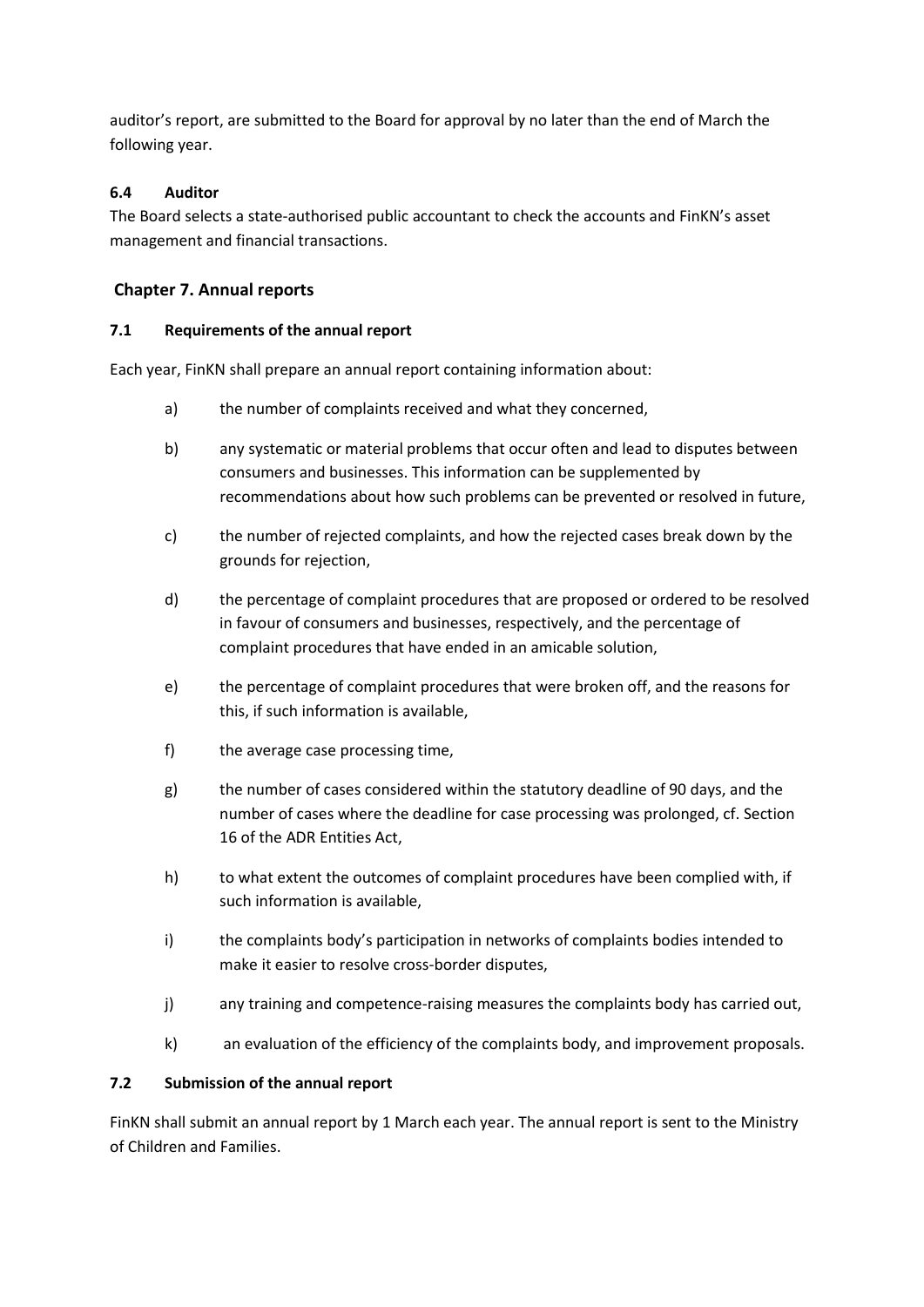auditor's report, are submitted to the Board for approval by no later than the end of March the following year.

### 6.4 Auditor

The Board selects a state-authorised public accountant to check the accounts and FinKN's asset management and financial transactions.

## Chapter 7. Annual reports

### 7.1 Requirements of the annual report

Each year, FinKN shall prepare an annual report containing information about:

a) the number of complaints received and what they concerned,

b) any systematic or material problems that occur often and lead to disputes between consumers and businesses. This information can be supplemented by recommendations about how such problems can be prevented or resolved in future,

c) the number of rejected complaints, and how the rejected cases break down by the grounds for rejection,

d) the percentage of complaint procedures that are proposed or ordered to be resolved in favour of consumers and businesses, respectively, and the percentage of complaint procedures that have ended in an amicable solution,

e) the percentage of complaint procedures that were broken off, and the reasons for this, if such information is available,

f) the average case processing time,

g) the number of cases considered within the statutory deadline of 90 days, and the number of cases where the deadline for case processing was prolonged, cf. Section 16 of the ADR Entities Act,

h) to what extent the outcomes of complaint procedures have been complied with, if such information is available,

i) the complaints body's participation in networks of complaints bodies intended to make it easier to resolve cross-border disputes,

j) any training and competence-raising measures the complaints body has carried out,

k) an evaluation of the efficiency of the complaints body, and improvement proposals.

### 7.2 Submission of the annual report

FinKN shall submit an annual report by 1 March each year. The annual report is sent to the Ministry of Children and Families.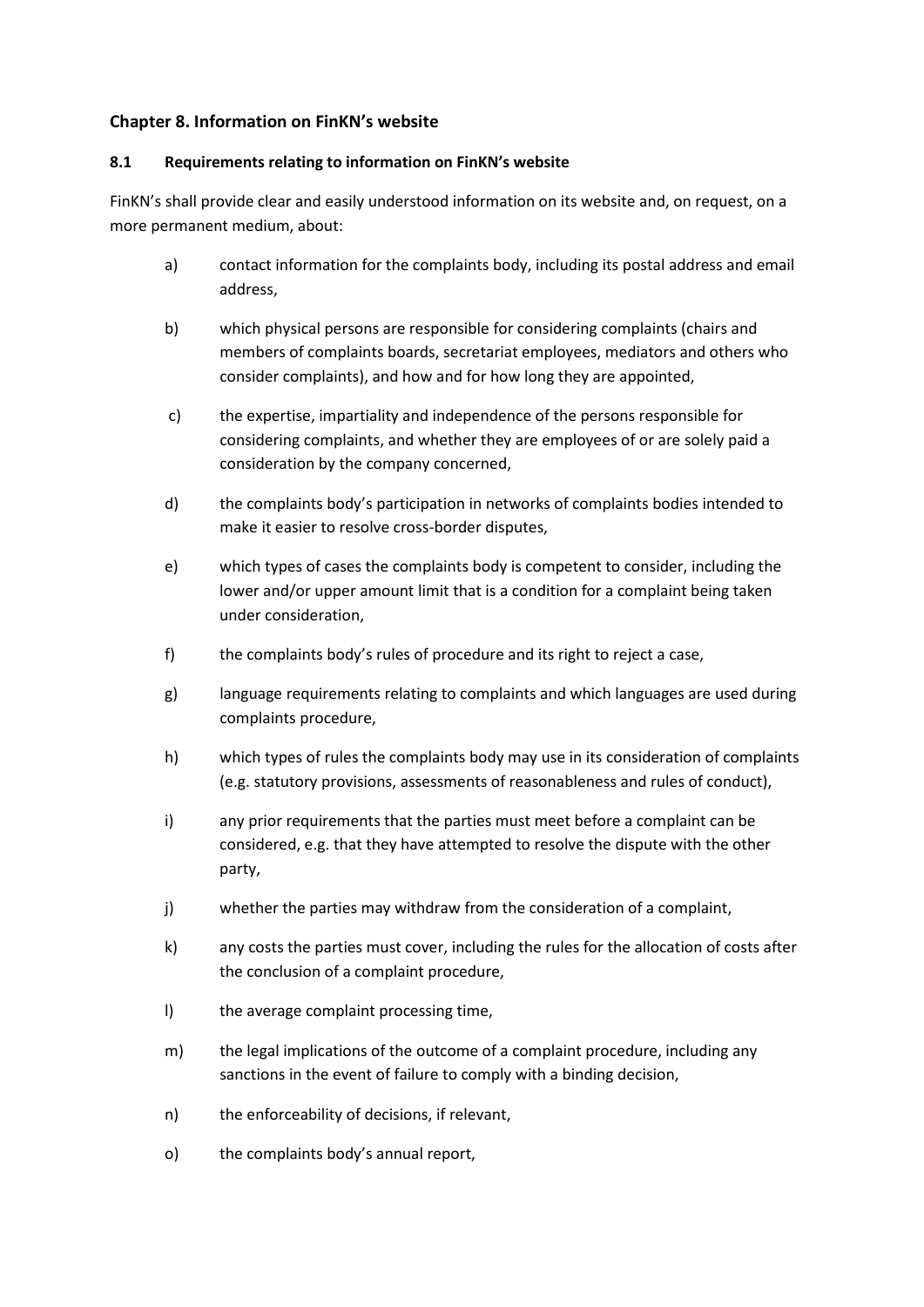## Chapter 8. Information on FinKN's website

### 8.1 Requirements relating to information on FinKN's website

FinKN's shall provide clear and easily understood information on its website and, on request, on a more permanent medium, about:

a) contact information for the complaints body, including its postal address and email address,

b) which physical persons are responsible for considering complaints (chairs and members of complaints boards, secretariat employees, mediators and others who consider complaints), and how and for how long they are appointed,

c) the expertise, impartiality and independence of the persons responsible for considering complaints, and whether they are employees of or are solely paid a consideration by the company concerned,

d) the complaints body's participation in networks of complaints bodies intended to make it easier to resolve cross-border disputes,

e) which types of cases the complaints body is competent to consider, including the lower and/or upper amount limit that is a condition for a complaint being taken under consideration,

f) the complaints body's rules of procedure and its right to reject a case,

g) language requirements relating to complaints and which languages are used during complaints procedure,

h) which types of rules the complaints body may use in its consideration of complaints (e.g. statutory provisions, assessments of reasonableness and rules of conduct),

i) any prior requirements that the parties must meet before a complaint can be considered, e.g. that they have attempted to resolve the dispute with the other party,

j) whether the parties may withdraw from the consideration of a complaint,

k) any costs the parties must cover, including the rules for the allocation of costs after the conclusion of a complaint procedure,

l) the average complaint processing time,

m) the legal implications of the outcome of a complaint procedure, including any sanctions in the event of failure to comply with a binding decision,

n) the enforceability of decisions, if relevant,

o) the complaints body's annual report,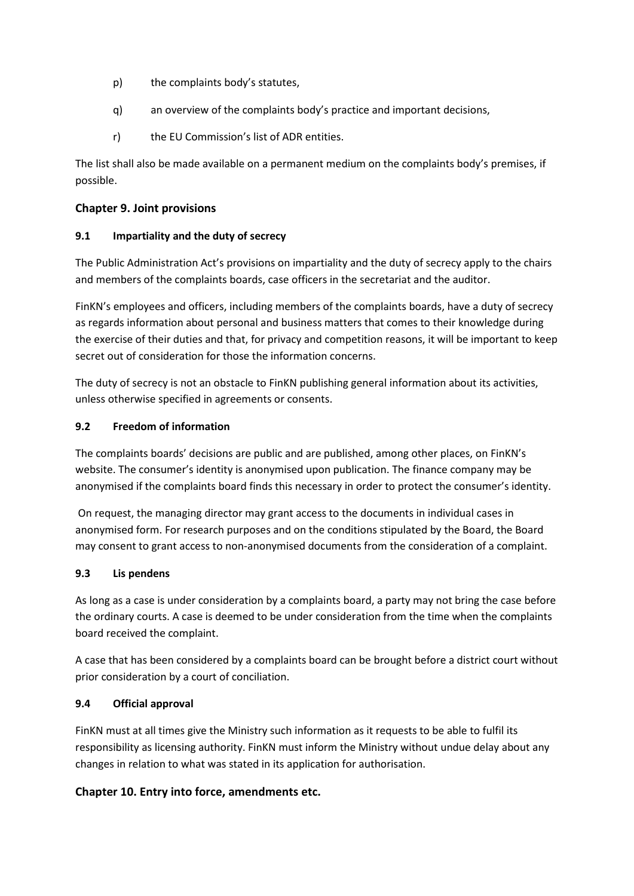p) the complaints body's statutes,

q) an overview of the complaints body's practice and important decisions,

r) the EU Commission's list of ADR entities.

The list shall also be made available on a permanent medium on the complaints body's premises, if possible.

## Chapter 9. Joint provisions

### 9.1 Impartiality and the duty of secrecy

The Public Administration Act's provisions on impartiality and the duty of secrecy apply to the chairs and members of the complaints boards, case officers in the secretariat and the auditor.

FinKN's employees and officers, including members of the complaints boards, have a duty of secrecy as regards information about personal and business matters that comes to their knowledge during the exercise of their duties and that, for privacy and competition reasons, it will be important to keep secret out of consideration for those the information concerns.

The duty of secrecy is not an obstacle to FinKN publishing general information about its activities, unless otherwise specified in agreements or consents.

### 9.2 Freedom of information

The complaints boards' decisions are public and are published, among other places, on FinKN's website. The consumer's identity is anonymised upon publication. The finance company may be anonymised if the complaints board finds this necessary in order to protect the consumer's identity.

On request, the managing director may grant access to the documents in individual cases in anonymised form. For research purposes and on the conditions stipulated by the Board, the Board may consent to grant access to non-anonymised documents from the consideration of a complaint.

### 9.3 Lis pendens

As long as a case is under consideration by a complaints board, a party may not bring the case before the ordinary courts. A case is deemed to be under consideration from the time when the complaints board received the complaint.

A case that has been considered by a complaints board can be brought before a district court without prior consideration by a court of conciliation.

### 9.4 Official approval

FinKN must at all times give the Ministry such information as it requests to be able to fulfil its responsibility as licensing authority. FinKN must inform the Ministry without undue delay about any changes in relation to what was stated in its application for authorisation.

## Chapter 10. Entry into force, amendments etc.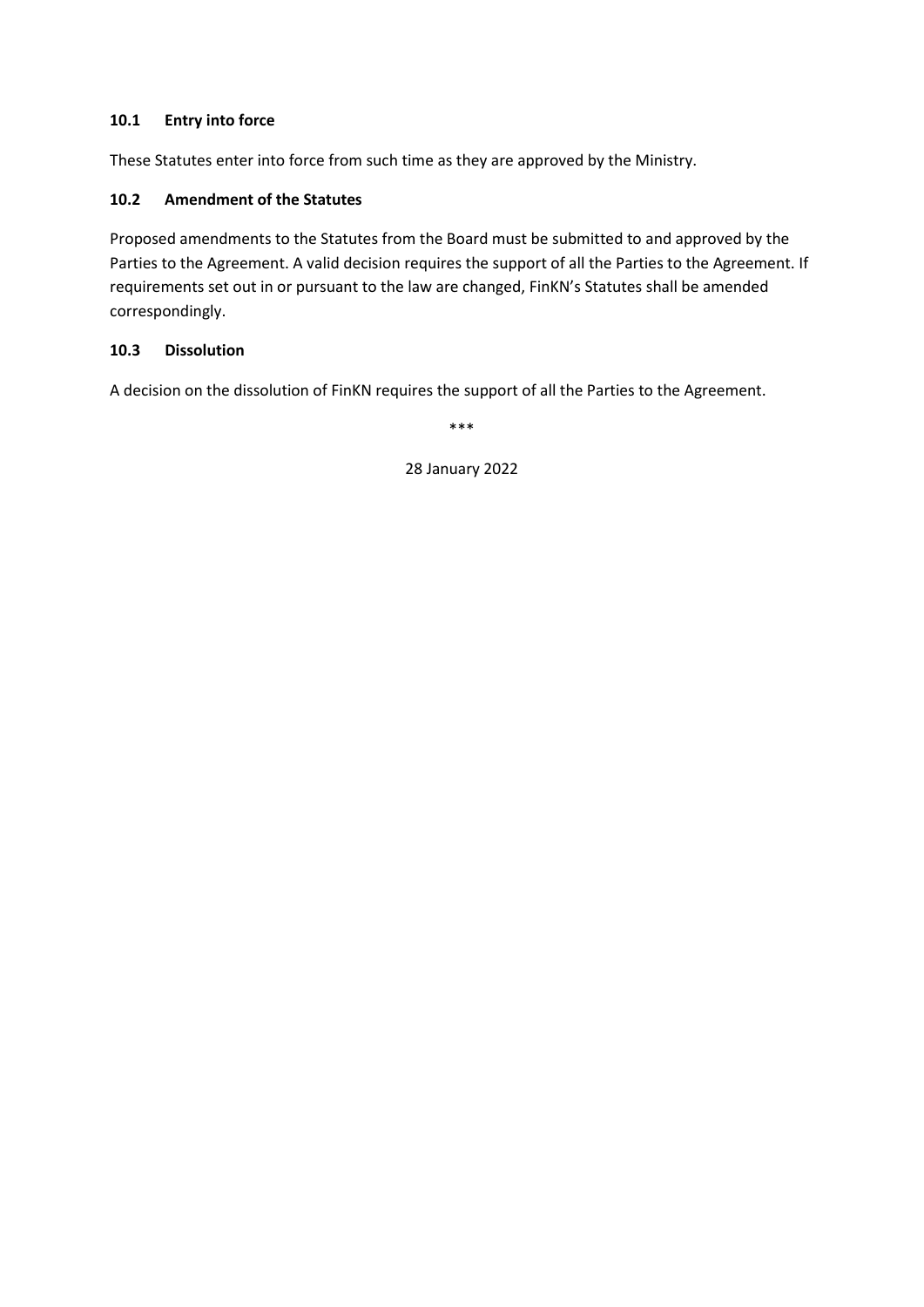### 10.1 Entry into force

These Statutes enter into force from such time as they are approved by the Ministry.

### 10.2 Amendment of the Statutes

Proposed amendments to the Statutes from the Board must be submitted to and approved by the Parties to the Agreement. A valid decision requires the support of all the Parties to the Agreement. If requirements set out in or pursuant to the law are changed, FinKN's Statutes shall be amended correspondingly.

### 10.3 Dissolution

A decision on the dissolution of FinKN requires the support of all the Parties to the Agreement.

***

28 January 2022